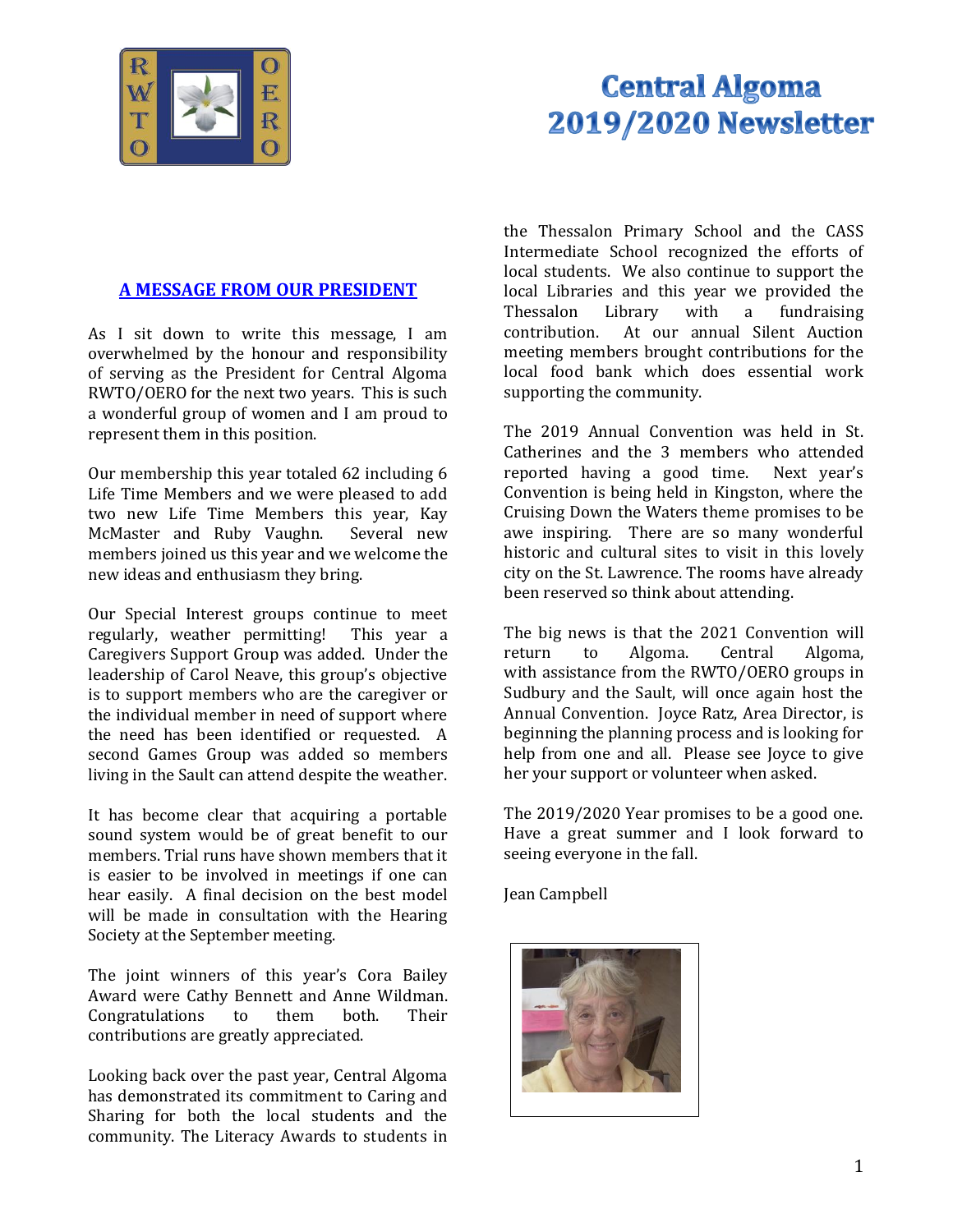# Central Algoma 2019/2020 Newsletter

## A MESSAGE FROM OUR PRESIDENT

As I sit down to write this message, I am overwhelmed by the honour and responsibility of serving as the President for Central Algoma RWTO/OERO for the next two years. This is such a wonderful group of women and I am proud to represent them in this position.

Our membership this year totaled 62 including 6 Life Time Members and we were pleased to add two new Life Time Members this year, Kay McMaster and Ruby Vaughn. Several new members joined us this year and we welcome the new ideas and enthusiasm they bring.

Our Special Interest groups continue to meet regularly, weather permitting! This year a Caregivers Support Group was added. Under the leadership of Carol Neave, this group's objective is to support members who are the caregiver or the individual member in need of support where the need has been identified or requested. A second Games Group was added so members living in the Sault can attend despite the weather.

It has become clear that acquiring a portable sound system would be of great benefit to our members. Trial runs have shown members that it is easier to be involved in meetings if one can hear easily. A final decision on the best model will be made in consultation with the Hearing Society at the September meeting.

The joint winners of this year's Cora Bailey Award were Cathy Bennett and Anne Wildman. Congratulations to them both. Their contributions are greatly appreciated.

Looking back over the past year, Central Algoma has demonstrated its commitment to Caring and Sharing for both the local students and the community. The Literacy Awards to students in the Thessalon Primary School and the CASS Intermediate School recognized the efforts of local students. We also continue to support the local Libraries and this year we provided the Thessalon Library with a fundraising contribution. At our annual Silent Auction meeting members brought contributions for the local food bank which does essential work supporting the community.

The 2019 Annual Convention was held in St. Catherines and the 3 members who attended reported having a good time. Next year's Convention is being held in Kingston, where the Cruising Down the Waters theme promises to be awe inspiring. There are so many wonderful historic and cultural sites to visit in this lovely city on the St. Lawrence. The rooms have already been reserved so think about attending.

The big news is that the 2021 Convention will return to Algoma. Central Algoma, with assistance from the RWTO/OERO groups in Sudbury and the Sault, will once again host the Annual Convention. Joyce Ratz, Area Director, is beginning the planning process and is looking for help from one and all. Please see Joyce to give her your support or volunteer when asked.

The 2019/2020 Year promises to be a good one. Have a great summer and I look forward to seeing everyone in the fall.

Jean Campbell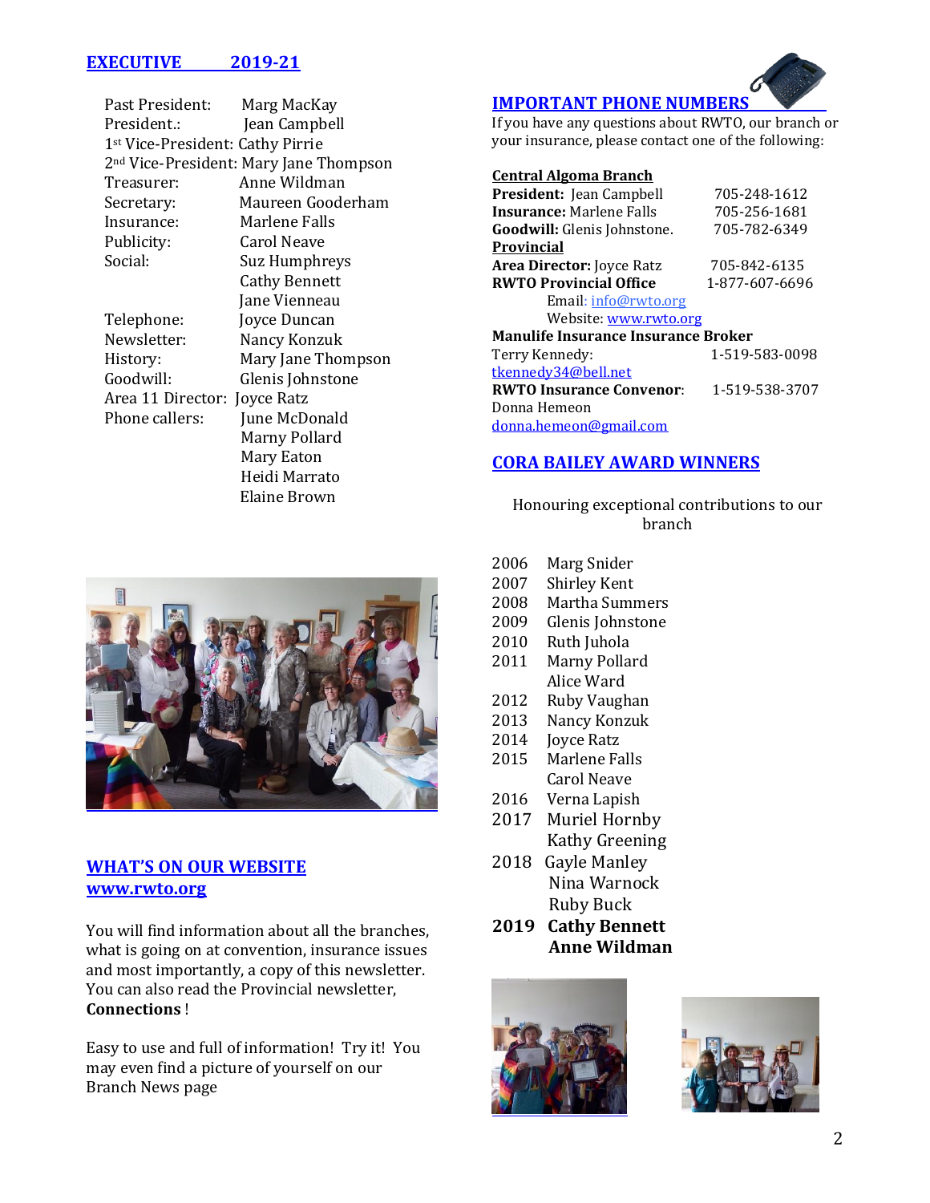## EXECUTIVE 2019-21

| | |
|---|---|
| Past President: | Marg MacKay |
| President.: | Jean Campbell |
| 1st Vice-President: | Cathy Pirrie |
| 2nd Vice-President: | Mary Jane Thompson |
| Treasurer: | Anne Wildman |
| Secretary: | Maureen Gooderham |
| Insurance: | Marlene Falls |
| Publicity: | Carol Neave |
| Social: | Suz Humphreys |
| | Cathy Bennett |
| | Jane Vienneau |
| Telephone: | Joyce Duncan |
| Newsletter: | Nancy Konzuk |
| History: | Mary Jane Thompson |
| Goodwill: | Glenis Johnstone |
| Area 11 Director: | Joyce Ratz |
| Phone callers: | June McDonald |
| | Marny Pollard |
| | Mary Eaton |
| | Heidi Marrato |
| | Elaine Brown |

## WHAT'S ON OUR WEBSITE
## www.rwto.org

You will find information about all the branches, what is going on at convention, insurance issues and most importantly, a copy of this newsletter. You can also read the Provincial newsletter, **Connections** !

Easy to use and full of information! Try it! You may even find a picture of yourself on our Branch News page

## IMPORTANT PHONE NUMBERS

If you have any questions about RWTO, our branch or your insurance, please contact one of the following:

**Central Algoma Branch**

**President:** Jean Campbell 705-248-1612
**Insurance:** Marlene Falls 705-256-1681
**Goodwill:** Glenis Johnstone. 705-782-6349

**Provincial**

**Area Director:** Joyce Ratz 705-842-6135
**RWTO Provincial Office** 1-877-607-6696
Email: info@rwto.org
Website: www.rwto.org

**Manulife Insurance Insurance Broker**
Terry Kennedy: 1-519-583-0098
tkennedy34@bell.net

**RWTO Insurance Convenor**: 1-519-538-3707
Donna Hemeon
donna.hemeon@gmail.com

## CORA BAILEY AWARD WINNERS

Honouring exceptional contributions to our branch

| | |
|---|---|
| 2006 | Marg Snider |
| 2007 | Shirley Kent |
| 2008 | Martha Summers |
| 2009 | Glenis Johnstone |
| 2010 | Ruth Juhola |
| 2011 | Marny Pollard |
| | Alice Ward |
| 2012 | Ruby Vaughan |
| 2013 | Nancy Konzuk |
| 2014 | Joyce Ratz |
| 2015 | Marlene Falls |
| | Carol Neave |
| 2016 | Verna Lapish |
| 2017 | Muriel Hornby |
| | Kathy Greening |
| 2018 | Gayle Manley |
| | Nina Warnock |
| | Ruby Buck |
| **2019** | **Cathy Bennett** |
| | **Anne Wildman** |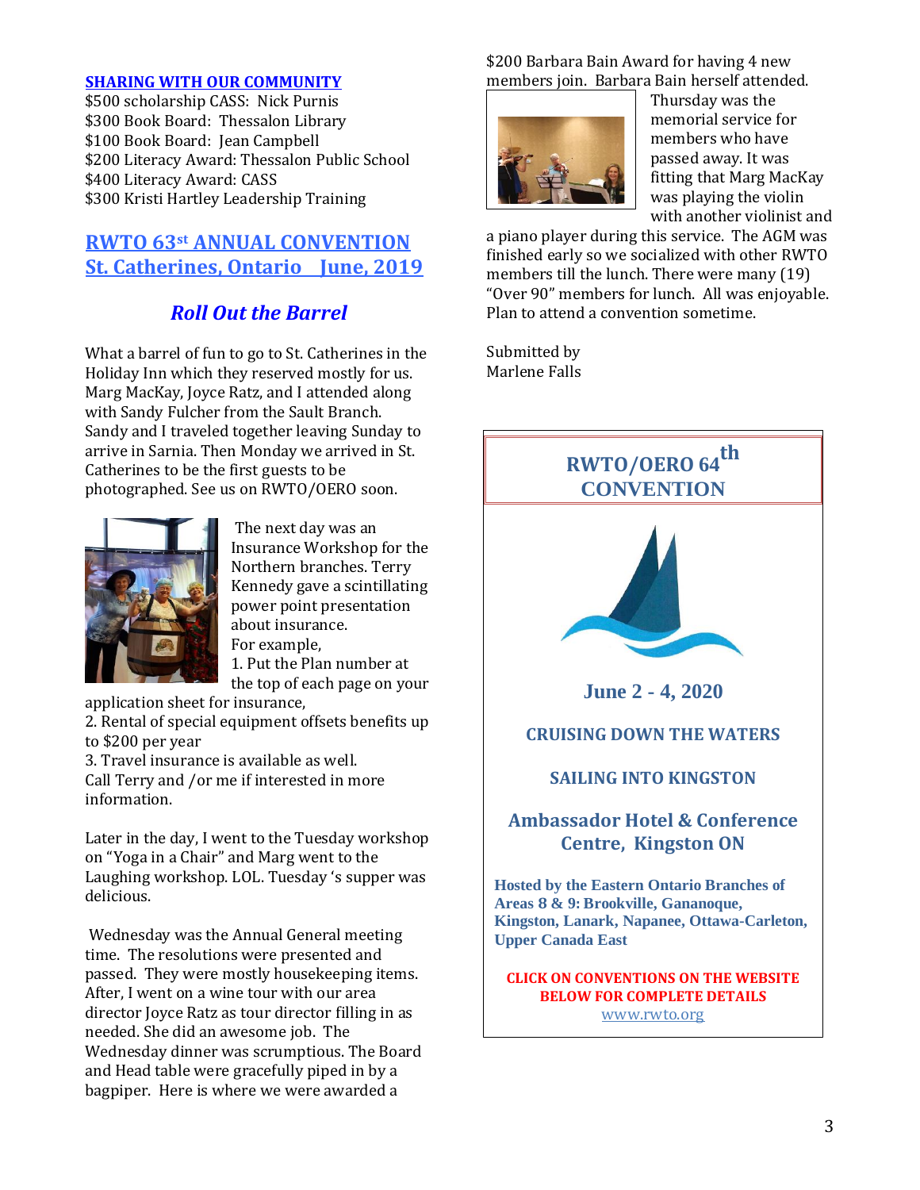## SHARING WITH OUR COMMUNITY

$500 scholarship CASS: Nick Purnis
$300 Book Board: Thessalon Library
$100 Book Board: Jean Campbell
$200 Literacy Award: Thessalon Public School
$400 Literacy Award: CASS
$300 Kristi Hartley Leadership Training

## RWTO 63st ANNUAL CONVENTION St. Catherines, Ontario June, 2019

### *Roll Out the Barrel*

What a barrel of fun to go to St. Catherines in the Holiday Inn which they reserved mostly for us. Marg MacKay, Joyce Ratz, and I attended along with Sandy Fulcher from the Sault Branch. Sandy and I traveled together leaving Sunday to arrive in Sarnia. Then Monday we arrived in St. Catherines to be the first guests to be photographed. See us on RWTO/OERO soon.

The next day was an Insurance Workshop for the Northern branches. Terry Kennedy gave a scintillating power point presentation about insurance.
For example,
1. Put the Plan number at the top of each page on your application sheet for insurance,
2. Rental of special equipment offsets benefits up to $200 per year
3. Travel insurance is available as well.
Call Terry and /or me if interested in more information.

Later in the day, I went to the Tuesday workshop on "Yoga in a Chair" and Marg went to the Laughing workshop. LOL. Tuesday 's supper was delicious.

Wednesday was the Annual General meeting time. The resolutions were presented and passed. They were mostly housekeeping items. After, I went on a wine tour with our area director Joyce Ratz as tour director filling in as needed. She did an awesome job. The Wednesday dinner was scrumptious. The Board and Head table were gracefully piped in by a bagpiper. Here is where we were awarded a $200 Barbara Bain Award for having 4 new members join. Barbara Bain herself attended.

Thursday was the memorial service for members who have passed away. It was fitting that Marg MacKay was playing the violin with another violinist and a piano player during this service. The AGM was finished early so we socialized with other RWTO members till the lunch. There were many (19) "Over 90" members for lunch. All was enjoyable. Plan to attend a convention sometime.

Submitted by
Marlene Falls

---

## RWTO/OERO 64th CONVENTION

**June 2 - 4, 2020**

**CRUISING DOWN THE WATERS**

**SAILING INTO KINGSTON**

**Ambassador Hotel & Conference Centre, Kingston ON**

**Hosted by the Eastern Ontario Branches of Areas 8 & 9: Brookville, Gananoque, Kingston, Lanark, Napanee, Ottawa-Carleton, Upper Canada East**

**CLICK ON CONVENTIONS ON THE WEBSITE BELOW FOR COMPLETE DETAILS**
www.rwto.org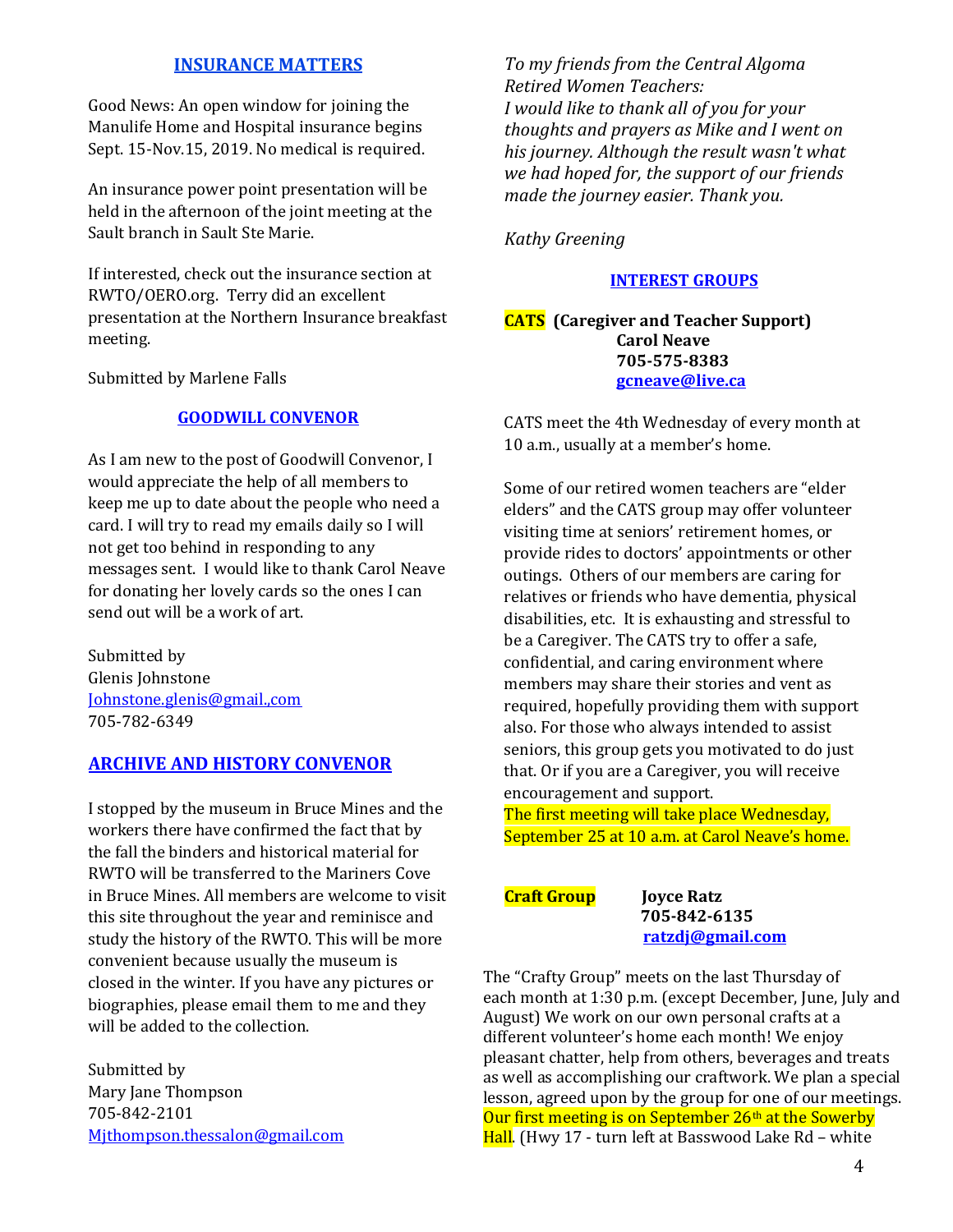## INSURANCE MATTERS

Good News: An open window for joining the Manulife Home and Hospital insurance begins Sept. 15-Nov.15, 2019. No medical is required.

An insurance power point presentation will be held in the afternoon of the joint meeting at the Sault branch in Sault Ste Marie.

If interested, check out the insurance section at RWTO/OERO.org. Terry did an excellent presentation at the Northern Insurance breakfast meeting.

Submitted by Marlene Falls

## GOODWILL CONVENOR

As I am new to the post of Goodwill Convenor, I would appreciate the help of all members to keep me up to date about the people who need a card. I will try to read my emails daily so I will not get too behind in responding to any messages sent. I would like to thank Carol Neave for donating her lovely cards so the ones I can send out will be a work of art.

Submitted by
Glenis Johnstone
Johnstone.glenis@gmail.,com
705-782-6349

## ARCHIVE AND HISTORY CONVENOR

I stopped by the museum in Bruce Mines and the workers there have confirmed the fact that by the fall the binders and historical material for RWTO will be transferred to the Mariners Cove in Bruce Mines. All members are welcome to visit this site throughout the year and reminisce and study the history of the RWTO. This will be more convenient because usually the museum is closed in the winter. If you have any pictures or biographies, please email them to me and they will be added to the collection.

Submitted by
Mary Jane Thompson
705-842-2101
Mjthompson.thessalon@gmail.com

*To my friends from the Central Algoma Retired Women Teachers:*
*I would like to thank all of you for your thoughts and prayers as Mike and I went on his journey. Although the result wasn't what we had hoped for, the support of our friends made the journey easier. Thank you.*

*Kathy Greening*

## INTEREST GROUPS

**CATS (Caregiver and Teacher Support)**
**Carol Neave**
**705-575-8383**
**gcneave@live.ca**

CATS meet the 4th Wednesday of every month at 10 a.m., usually at a member's home.

Some of our retired women teachers are "elder elders" and the CATS group may offer volunteer visiting time at seniors' retirement homes, or provide rides to doctors' appointments or other outings. Others of our members are caring for relatives or friends who have dementia, physical disabilities, etc. It is exhausting and stressful to be a Caregiver. The CATS try to offer a safe, confidential, and caring environment where members may share their stories and vent as required, hopefully providing them with support also. For those who always intended to assist seniors, this group gets you motivated to do just that. Or if you are a Caregiver, you will receive encouragement and support.
The first meeting will take place Wednesday, September 25 at 10 a.m. at Carol Neave's home.

**Craft Group** **Joyce Ratz**
**705-842-6135**
**ratzdj@gmail.com**

The "Crafty Group" meets on the last Thursday of each month at 1:30 p.m. (except December, June, July and August) We work on our own personal crafts at a different volunteer's home each month! We enjoy pleasant chatter, help from others, beverages and treats as well as accomplishing our craftwork. We plan a special lesson, agreed upon by the group for one of our meetings. Our first meeting is on September 26th at the Sowerby Hall. (Hwy 17 - turn left at Basswood Lake Rd – white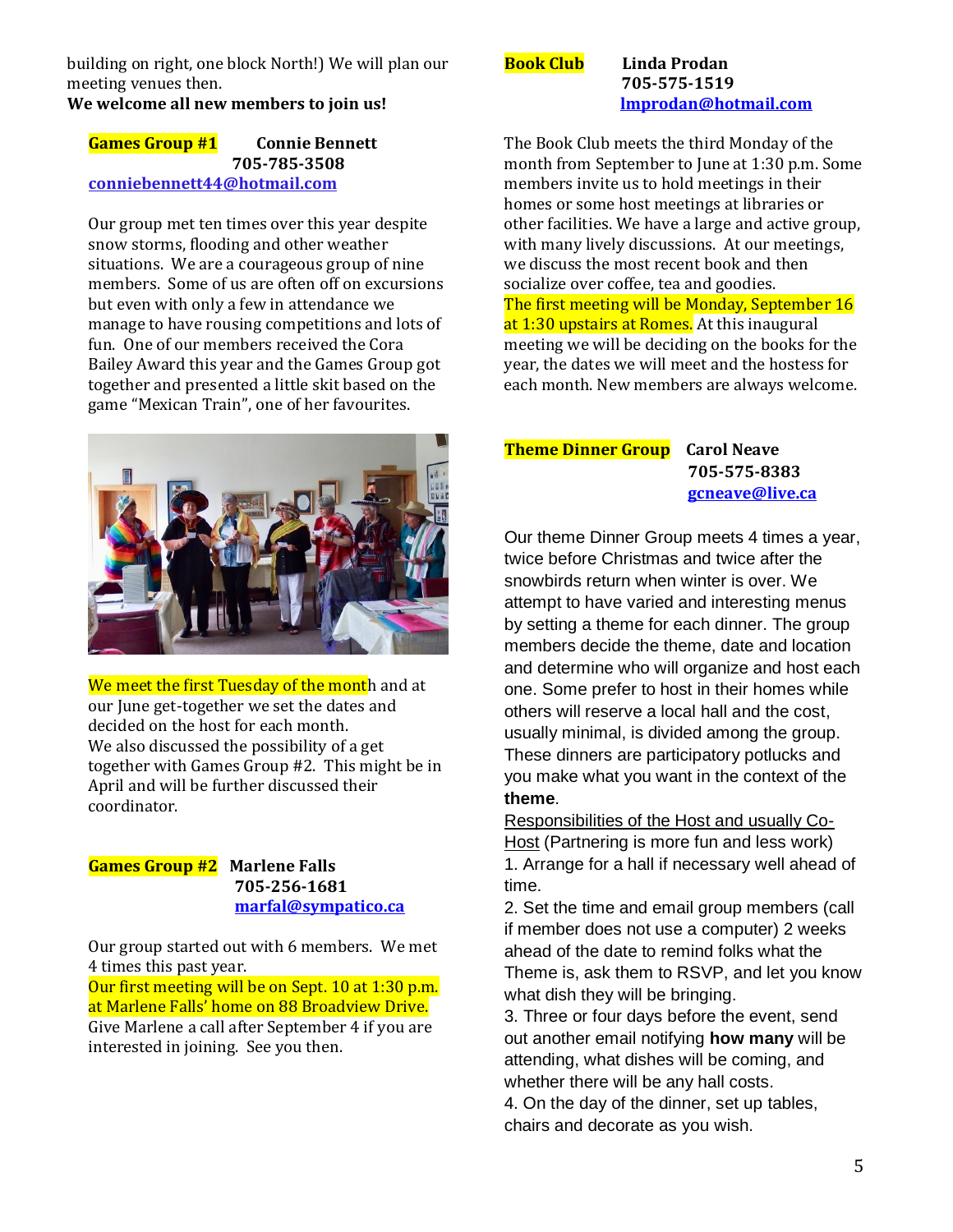building on right, one block North!) We will plan our meeting venues then.

**We welcome all new members to join us!**

**Games Group #1** **Connie Bennett**
**705-785-3508**
**conniebennett44@hotmail.com**

Our group met ten times over this year despite snow storms, flooding and other weather situations. We are a courageous group of nine members. Some of us are often off on excursions but even with only a few in attendance we manage to have rousing competitions and lots of fun. One of our members received the Cora Bailey Award this year and the Games Group got together and presented a little skit based on the game "Mexican Train", one of her favourites.

We meet the first Tuesday of the month and at our June get-together we set the dates and decided on the host for each month.
We also discussed the possibility of a get together with Games Group #2. This might be in April and will be further discussed their coordinator.

**Games Group #2** **Marlene Falls**
**705-256-1681**
**marfal@sympatico.ca**

Our group started out with 6 members. We met 4 times this past year.
Our first meeting will be on Sept. 10 at 1:30 p.m. at Marlene Falls' home on 88 Broadview Drive.
Give Marlene a call after September 4 if you are interested in joining. See you then.

**Book Club** **Linda Prodan**
**705-575-1519**
**lmprodan@hotmail.com**

The Book Club meets the third Monday of the month from September to June at 1:30 p.m. Some members invite us to hold meetings in their homes or some host meetings at libraries or other facilities. We have a large and active group, with many lively discussions. At our meetings, we discuss the most recent book and then socialize over coffee, tea and goodies.
The first meeting will be Monday, September 16 at 1:30 upstairs at Romes. At this inaugural meeting we will be deciding on the books for the year, the dates we will meet and the hostess for each month. New members are always welcome.

**Theme Dinner Group** **Carol Neave**
**705-575-8383**
**gcneave@live.ca**

Our theme Dinner Group meets 4 times a year, twice before Christmas and twice after the snowbirds return when winter is over. We attempt to have varied and interesting menus by setting a theme for each dinner. The group members decide the theme, date and location and determine who will organize and host each one. Some prefer to host in their homes while others will reserve a local hall and the cost, usually minimal, is divided among the group. These dinners are participatory potlucks and you make what you want in the context of the **theme**.

Responsibilities of the Host and usually Co-Host (Partnering is more fun and less work)

1. Arrange for a hall if necessary well ahead of time.
2. Set the time and email group members (call if member does not use a computer) 2 weeks ahead of the date to remind folks what the Theme is, ask them to RSVP, and let you know what dish they will be bringing.
3. Three or four days before the event, send out another email notifying **how many** will be attending, what dishes will be coming, and whether there will be any hall costs.
4. On the day of the dinner, set up tables, chairs and decorate as you wish.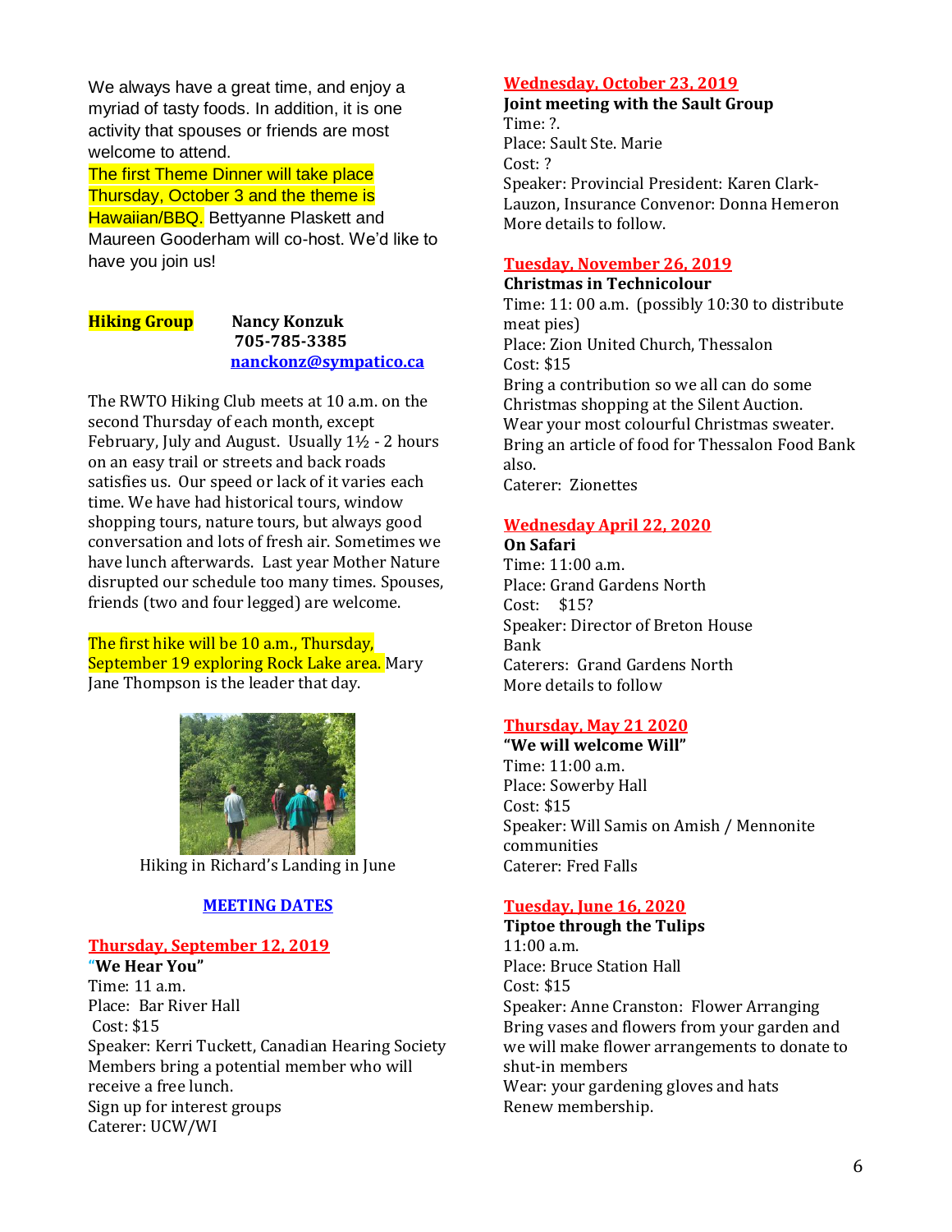We always have a great time, and enjoy a myriad of tasty foods. In addition, it is one activity that spouses or friends are most welcome to attend.
The first Theme Dinner will take place Thursday, October 3 and the theme is Hawaiian/BBQ. Bettyanne Plaskett and Maureen Gooderham will co-host. We'd like to have you join us!

**Hiking Group** **Nancy Konzuk**
**705-785-3385**
**nanckonz@sympatico.ca**

The RWTO Hiking Club meets at 10 a.m. on the second Thursday of each month, except February, July and August. Usually 1½ - 2 hours on an easy trail or streets and back roads satisfies us. Our speed or lack of it varies each time. We have had historical tours, window shopping tours, nature tours, but always good conversation and lots of fresh air. Sometimes we have lunch afterwards. Last year Mother Nature disrupted our schedule too many times. Spouses, friends (two and four legged) are welcome.

The first hike will be 10 a.m., Thursday, September 19 exploring Rock Lake area. Mary Jane Thompson is the leader that day.

Hiking in Richard's Landing in June

## MEETING DATES

**Thursday, September 12, 2019**
**"We Hear You"**
Time: 11 a.m.
Place: Bar River Hall
Cost: $15
Speaker: Kerri Tuckett, Canadian Hearing Society
Members bring a potential member who will receive a free lunch.
Sign up for interest groups
Caterer: UCW/WI

**Wednesday, October 23, 2019**
**Joint meeting with the Sault Group**
Time: ?.
Place: Sault Ste. Marie
Cost: ?
Speaker: Provincial President: Karen Clark-Lauzon, Insurance Convenor: Donna Hemeron
More details to follow.

**Tuesday, November 26, 2019**
**Christmas in Technicolour**
Time: 11: 00 a.m. (possibly 10:30 to distribute meat pies)
Place: Zion United Church, Thessalon
Cost: $15
Bring a contribution so we all can do some Christmas shopping at the Silent Auction.
Wear your most colourful Christmas sweater.
Bring an article of food for Thessalon Food Bank also.
Caterer: Zionettes

**Wednesday April 22, 2020**
**On Safari**
Time: 11:00 a.m.
Place: Grand Gardens North
Cost: $15?
Speaker: Director of Breton House Bank
Caterers: Grand Gardens North
More details to follow

**Thursday, May 21 2020**
**"We will welcome Will"**
Time: 11:00 a.m.
Place: Sowerby Hall
Cost: $15
Speaker: Will Samis on Amish / Mennonite communities
Caterer: Fred Falls

**Tuesday, June 16, 2020**
**Tiptoe through the Tulips**
11:00 a.m.
Place: Bruce Station Hall
Cost: $15
Speaker: Anne Cranston: Flower Arranging
Bring vases and flowers from your garden and we will make flower arrangements to donate to shut-in members
Wear: your gardening gloves and hats
Renew membership.